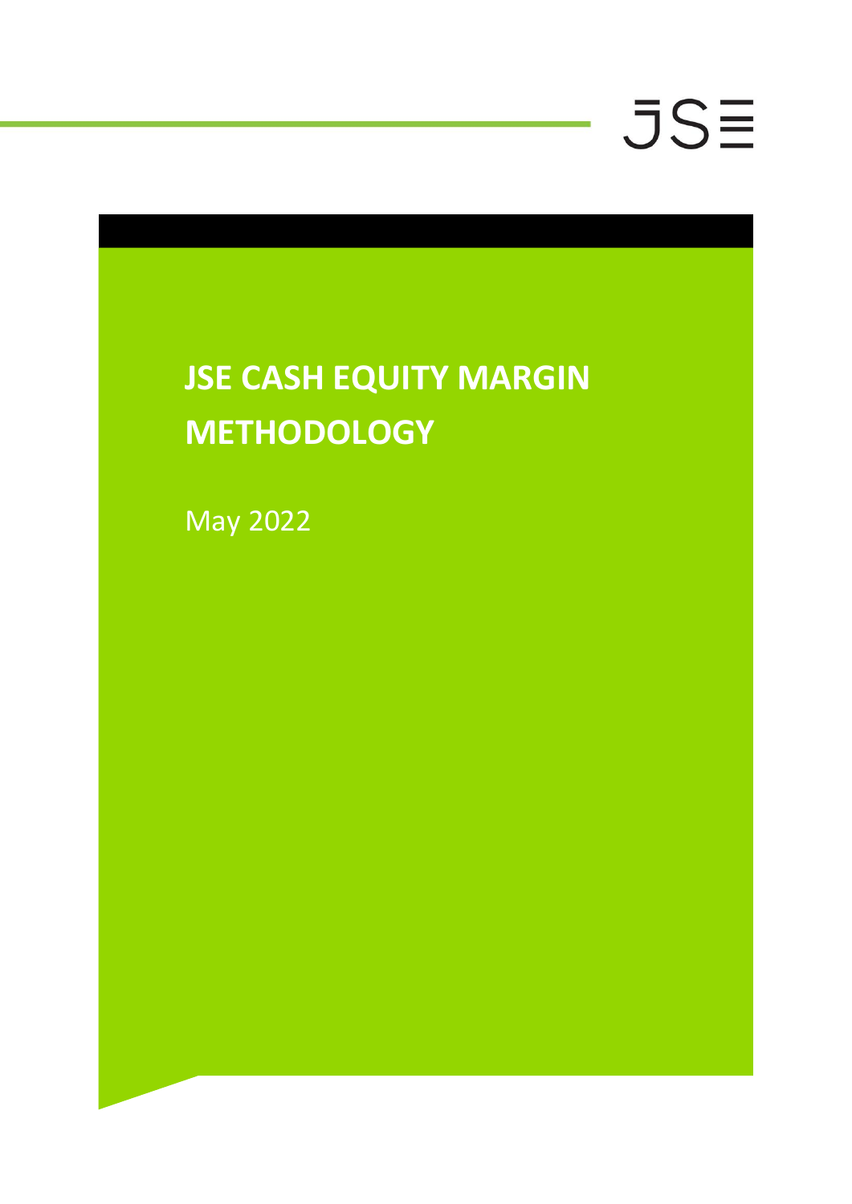# JSE CASH EQUITY MARGIN METHODOLOGY

May 2022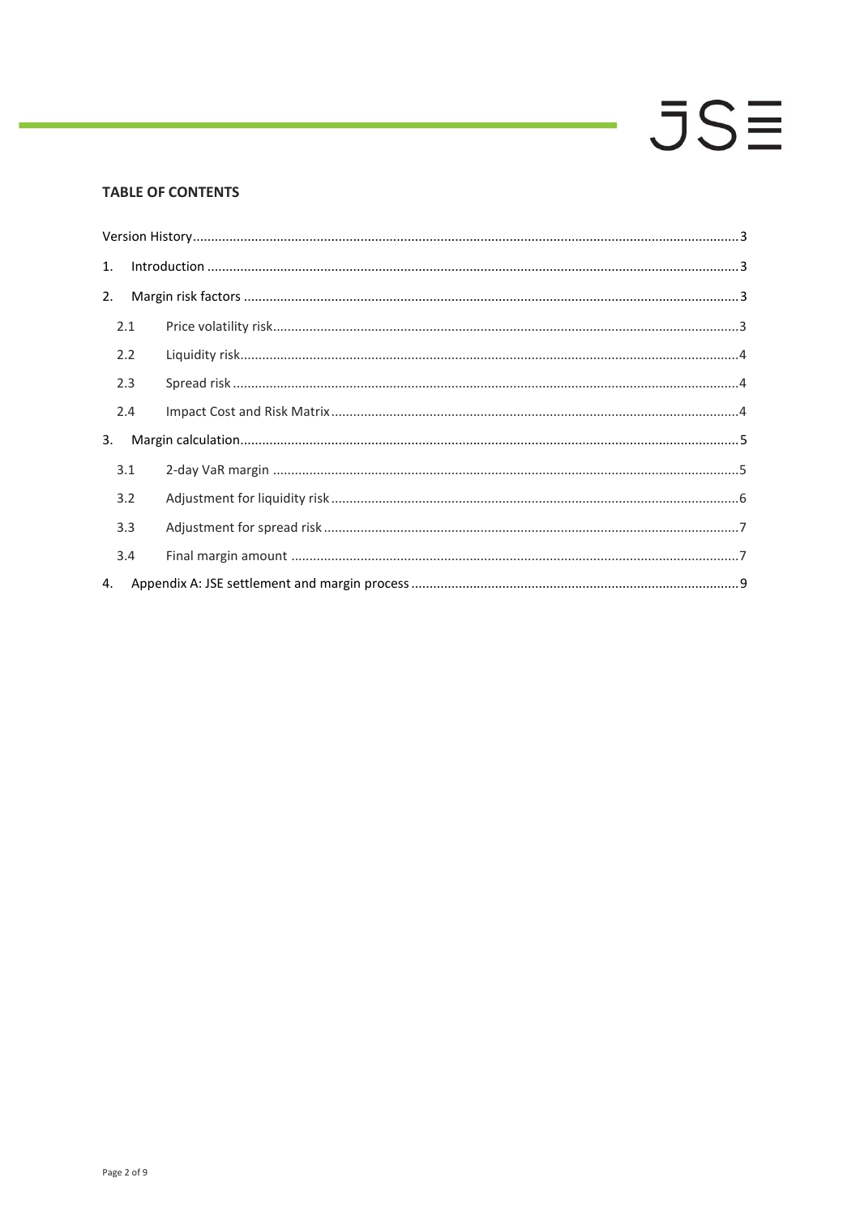**TABLE OF CONTENTS**

Version History ..... 3

1. Introduction ..... 3
2. Margin risk factors ..... 3
   - 2.1 Price volatility risk ..... 3
   - 2.2 Liquidity risk ..... 4
   - 2.3 Spread risk ..... 4
   - 2.4 Impact Cost and Risk Matrix ..... 4
3. Margin calculation ..... 5
   - 3.1 2-day VaR margin ..... 5
   - 3.2 Adjustment for liquidity risk ..... 6
   - 3.3 Adjustment for spread risk ..... 7
   - 3.4 Final margin amount ..... 7
4. Appendix A: JSE settlement and margin process ..... 9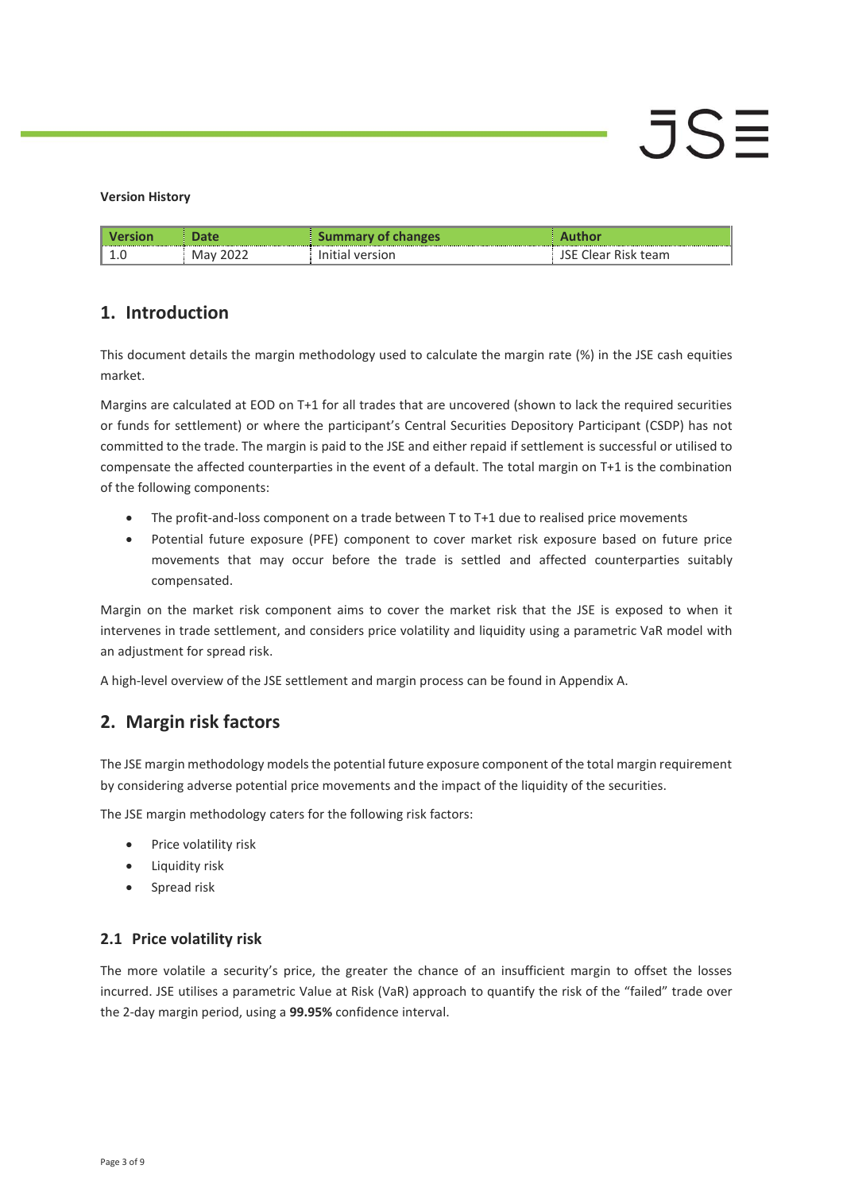**Version History**

| Version | Date | Summary of changes | Author |
| --- | --- | --- | --- |
| 1.0 | May 2022 | Initial version | JSE Clear Risk team |

## 1. Introduction

This document details the margin methodology used to calculate the margin rate (%) in the JSE cash equities market.

Margins are calculated at EOD on T+1 for all trades that are uncovered (shown to lack the required securities or funds for settlement) or where the participant's Central Securities Depository Participant (CSDP) has not committed to the trade. The margin is paid to the JSE and either repaid if settlement is successful or utilised to compensate the affected counterparties in the event of a default. The total margin on T+1 is the combination of the following components:

- The profit-and-loss component on a trade between T to T+1 due to realised price movements
- Potential future exposure (PFE) component to cover market risk exposure based on future price movements that may occur before the trade is settled and affected counterparties suitably compensated.

Margin on the market risk component aims to cover the market risk that the JSE is exposed to when it intervenes in trade settlement, and considers price volatility and liquidity using a parametric VaR model with an adjustment for spread risk.

A high-level overview of the JSE settlement and margin process can be found in Appendix A.

## 2. Margin risk factors

The JSE margin methodology models the potential future exposure component of the total margin requirement by considering adverse potential price movements and the impact of the liquidity of the securities.

The JSE margin methodology caters for the following risk factors:

- Price volatility risk
- Liquidity risk
- Spread risk

### 2.1 Price volatility risk

The more volatile a security's price, the greater the chance of an insufficient margin to offset the losses incurred. JSE utilises a parametric Value at Risk (VaR) approach to quantify the risk of the "failed" trade over the 2-day margin period, using a **99.95%** confidence interval.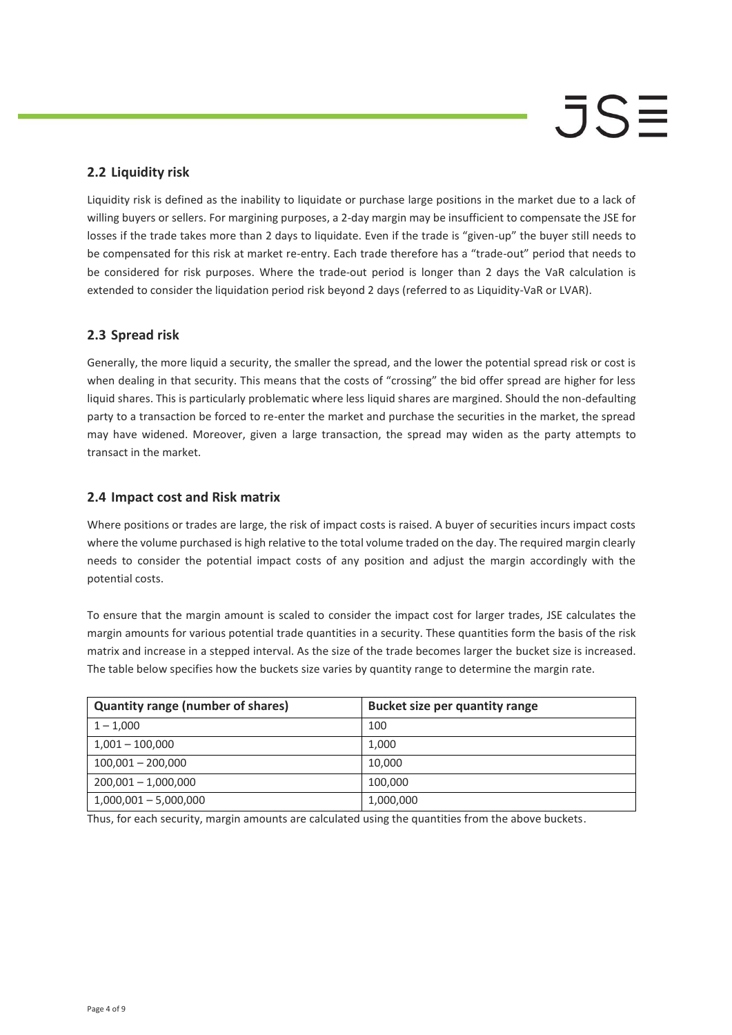## 2.2 Liquidity risk

Liquidity risk is defined as the inability to liquidate or purchase large positions in the market due to a lack of willing buyers or sellers. For margining purposes, a 2-day margin may be insufficient to compensate the JSE for losses if the trade takes more than 2 days to liquidate. Even if the trade is "given-up" the buyer still needs to be compensated for this risk at market re-entry. Each trade therefore has a "trade-out" period that needs to be considered for risk purposes. Where the trade-out period is longer than 2 days the VaR calculation is extended to consider the liquidation period risk beyond 2 days (referred to as Liquidity-VaR or LVAR).

## 2.3 Spread risk

Generally, the more liquid a security, the smaller the spread, and the lower the potential spread risk or cost is when dealing in that security. This means that the costs of "crossing" the bid offer spread are higher for less liquid shares. This is particularly problematic where less liquid shares are margined. Should the non-defaulting party to a transaction be forced to re-enter the market and purchase the securities in the market, the spread may have widened. Moreover, given a large transaction, the spread may widen as the party attempts to transact in the market.

## 2.4 Impact cost and Risk matrix

Where positions or trades are large, the risk of impact costs is raised. A buyer of securities incurs impact costs where the volume purchased is high relative to the total volume traded on the day. The required margin clearly needs to consider the potential impact costs of any position and adjust the margin accordingly with the potential costs.

To ensure that the margin amount is scaled to consider the impact cost for larger trades, JSE calculates the margin amounts for various potential trade quantities in a security. These quantities form the basis of the risk matrix and increase in a stepped interval. As the size of the trade becomes larger the bucket size is increased. The table below specifies how the buckets size varies by quantity range to determine the margin rate.

| Quantity range (number of shares) | Bucket size per quantity range |
|---|---|
| 1 – 1,000 | 100 |
| 1,001 – 100,000 | 1,000 |
| 100,001 – 200,000 | 10,000 |
| 200,001 – 1,000,000 | 100,000 |
| 1,000,001 – 5,000,000 | 1,000,000 |

Thus, for each security, margin amounts are calculated using the quantities from the above buckets.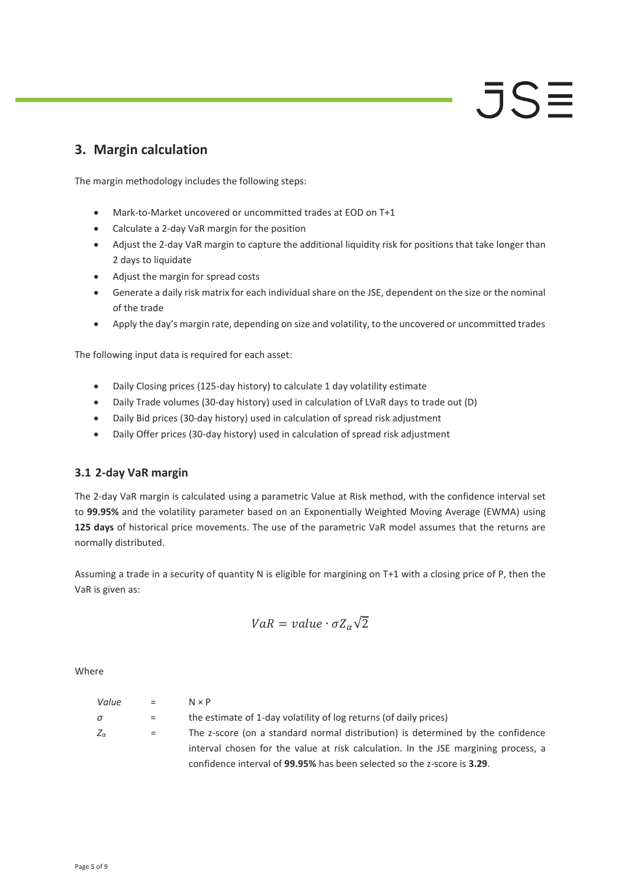## 3. Margin calculation

The margin methodology includes the following steps:

- Mark-to-Market uncovered or uncommitted trades at EOD on T+1
- Calculate a 2-day VaR margin for the position
- Adjust the 2-day VaR margin to capture the additional liquidity risk for positions that take longer than 2 days to liquidate
- Adjust the margin for spread costs
- Generate a daily risk matrix for each individual share on the JSE, dependent on the size or the nominal of the trade
- Apply the day's margin rate, depending on size and volatility, to the uncovered or uncommitted trades

The following input data is required for each asset:

- Daily Closing prices (125-day history) to calculate 1 day volatility estimate
- Daily Trade volumes (30-day history) used in calculation of LVaR days to trade out (D)
- Daily Bid prices (30-day history) used in calculation of spread risk adjustment
- Daily Offer prices (30-day history) used in calculation of spread risk adjustment

### 3.1 2-day VaR margin

The 2-day VaR margin is calculated using a parametric Value at Risk method, with the confidence interval set to **99.95%** and the volatility parameter based on an Exponentially Weighted Moving Average (EWMA) using **125 days** of historical price movements. The use of the parametric VaR model assumes that the returns are normally distributed.

Assuming a trade in a security of quantity N is eligible for margining on T+1 with a closing price of P, then the VaR is given as:

$$VaR = value \cdot \sigma Z_{\alpha} \sqrt{2}$$

Where

| | | |
|---|---|---|
| *Value* | = | N × P |
| $\sigma$ | = | the estimate of 1-day volatility of log returns (of daily prices) |
| $Z_{\alpha}$ | = | The z-score (on a standard normal distribution) is determined by the confidence interval chosen for the value at risk calculation. In the JSE margining process, a confidence interval of **99.95%** has been selected so the z-score is **3.29**. |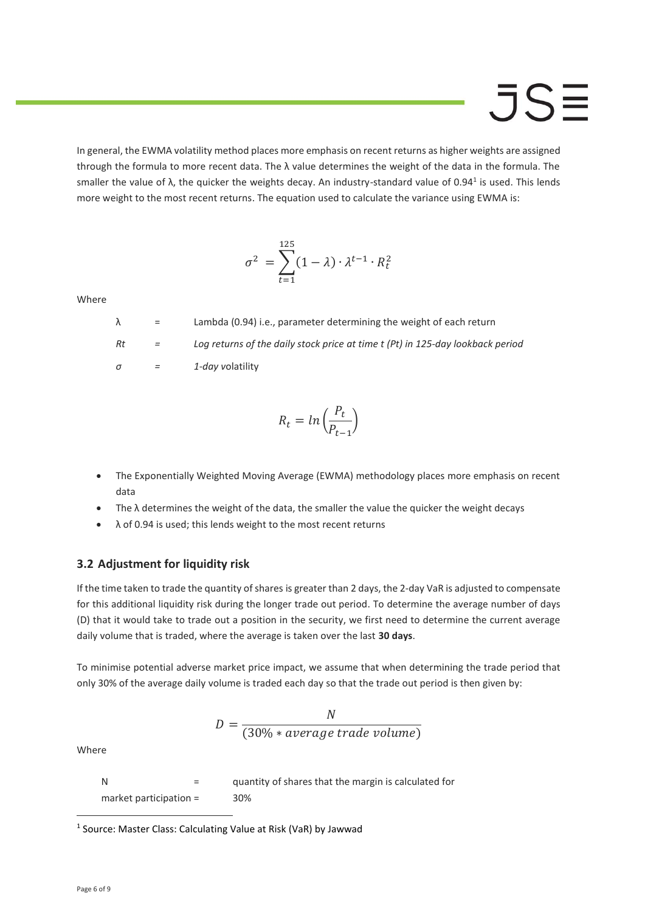In general, the EWMA volatility method places more emphasis on recent returns as higher weights are assigned through the formula to more recent data. The λ value determines the weight of the data in the formula. The smaller the value of λ, the quicker the weights decay. An industry-standard value of 0.94[1] is used. This lends more weight to the most recent returns. The equation used to calculate the variance using EWMA is:

$$\sigma^2 = \sum_{t=1}^{125} (1 - \lambda) \cdot \lambda^{t-1} \cdot R_t^2$$

Where

| | | |
|---|---|---|
| $\lambda$ | = | Lambda (0.94) i.e., parameter determining the weight of each return |
| $R_t$ | = | *Log returns of the daily stock price at time t (Pt) in 125-day lookback period* |
| $\sigma$ | = | *1-day v*olatility |

$$R_t = ln\left(\frac{P_t}{P_{t-1}}\right)$$

- The Exponentially Weighted Moving Average (EWMA) methodology places more emphasis on recent data
- The λ determines the weight of the data, the smaller the value the quicker the weight decays
- λ of 0.94 is used; this lends weight to the most recent returns

### 3.2 Adjustment for liquidity risk

If the time taken to trade the quantity of shares is greater than 2 days, the 2-day VaR is adjusted to compensate for this additional liquidity risk during the longer trade out period. To determine the average number of days (D) that it would take to trade out a position in the security, we first need to determine the current average daily volume that is traded, where the average is taken over the last **30 days**.

To minimise potential adverse market price impact, we assume that when determining the trade period that only 30% of the average daily volume is traded each day so that the trade out period is then given by:

$$D = \frac{N}{(30\% * average\ trade\ volume)}$$

Where

| | | |
|---|---|---|
| N | = | quantity of shares that the margin is calculated for |
| market participation | = | 30% |

[1] Source: Master Class: Calculating Value at Risk (VaR) by Jawwad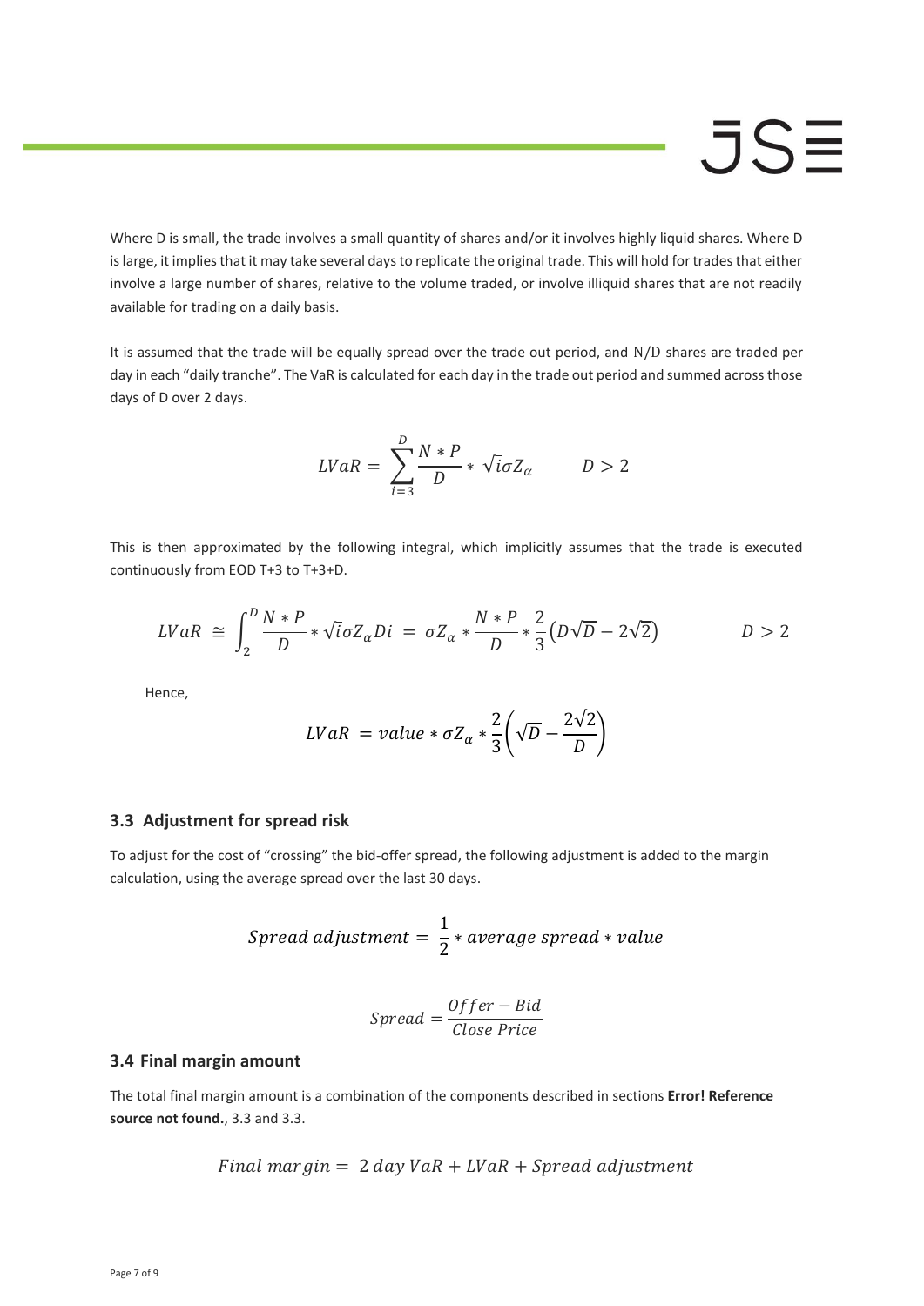Where D is small, the trade involves a small quantity of shares and/or it involves highly liquid shares. Where D is large, it implies that it may take several days to replicate the original trade. This will hold for trades that either involve a large number of shares, relative to the volume traded, or involve illiquid shares that are not readily available for trading on a daily basis.

It is assumed that the trade will be equally spread over the trade out period, and N/D shares are traded per day in each "daily tranche". The VaR is calculated for each day in the trade out period and summed across those days of D over 2 days.

$$LVaR = \sum_{i=3}^{D} \frac{N * P}{D} * \sqrt{i}\sigma Z_{\alpha} \qquad D > 2$$

This is then approximated by the following integral, which implicitly assumes that the trade is executed continuously from EOD T+3 to T+3+D.

$$LVaR \cong \int_{2}^{D} \frac{N * P}{D} * \sqrt{i}\sigma Z_{\alpha} Di = \sigma Z_{\alpha} * \frac{N * P}{D} * \frac{2}{3}\left(D\sqrt{D} - 2\sqrt{2}\right) \qquad D > 2$$

Hence,

$$LVaR = value * \sigma Z_{\alpha} * \frac{2}{3}\left(\sqrt{D} - \frac{2\sqrt{2}}{D}\right)$$

### 3.3 Adjustment for spread risk

To adjust for the cost of "crossing" the bid-offer spread, the following adjustment is added to the margin calculation, using the average spread over the last 30 days.

$$Spread\ adjustment = \frac{1}{2} * average\ spread * value$$

$$Spread = \frac{Offer - Bid}{Close\ Price}$$

### 3.4 Final margin amount

The total final margin amount is a combination of the components described in sections **Error! Reference source not found.**, 3.3 and 3.3.

$$Final\ margin = 2\ day\ VaR + LVaR + Spread\ adjustment$$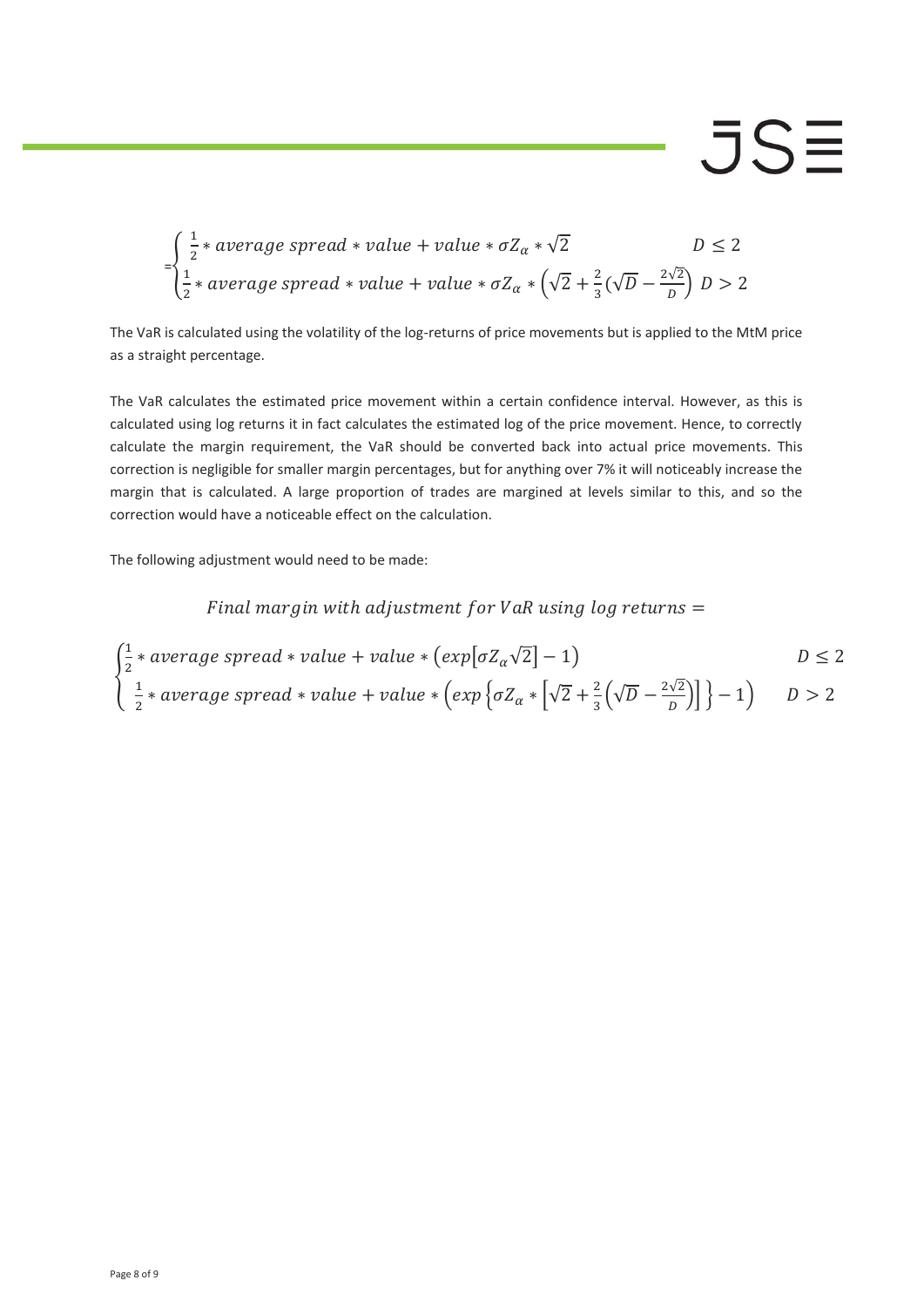$$
= \begin{cases} \frac{1}{2} * average\ spread * value + value * \sigma Z_\alpha * \sqrt{2} & D \leq 2 \\ \frac{1}{2} * average\ spread * value + value * \sigma Z_\alpha * \left(\sqrt{2} + \frac{2}{3}(\sqrt{D} - \frac{2\sqrt{2}}{D}\right) & D > 2 \end{cases}
$$

The VaR is calculated using the volatility of the log-returns of price movements but is applied to the MtM price as a straight percentage.

The VaR calculates the estimated price movement within a certain confidence interval. However, as this is calculated using log returns it in fact calculates the estimated log of the price movement. Hence, to correctly calculate the margin requirement, the VaR should be converted back into actual price movements. This correction is negligible for smaller margin percentages, but for anything over 7% it will noticeably increase the margin that is calculated. A large proportion of trades are margined at levels similar to this, and so the correction would have a noticeable effect on the calculation.

The following adjustment would need to be made:

$$
Final\ margin\ with\ adjustment\ for\ VaR\ using\ log\ returns =
$$

$$
\begin{cases} \frac{1}{2} * average\ spread * value + value * \left(exp\left[\sigma Z_\alpha \sqrt{2}\right] - 1\right) & D \leq 2 \\ \frac{1}{2} * average\ spread * value + value * \left(exp\left\{\sigma Z_\alpha * \left[\sqrt{2} + \frac{2}{3}\left(\sqrt{D} - \frac{2\sqrt{2}}{D}\right)\right]\right\} - 1\right) & D > 2 \end{cases}
$$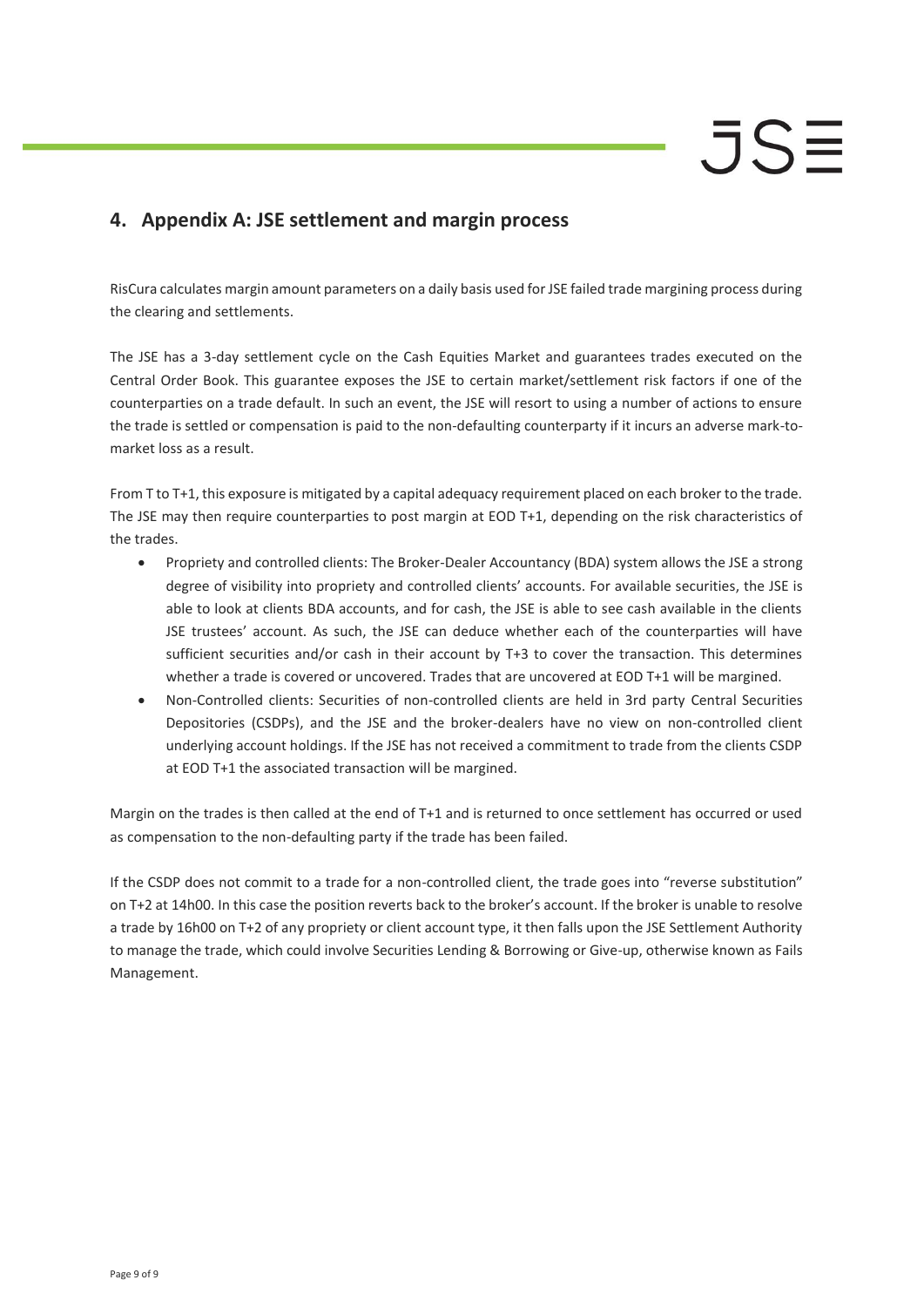## 4. Appendix A: JSE settlement and margin process

RisCura calculates margin amount parameters on a daily basis used for JSE failed trade margining process during the clearing and settlements.

The JSE has a 3-day settlement cycle on the Cash Equities Market and guarantees trades executed on the Central Order Book. This guarantee exposes the JSE to certain market/settlement risk factors if one of the counterparties on a trade default. In such an event, the JSE will resort to using a number of actions to ensure the trade is settled or compensation is paid to the non-defaulting counterparty if it incurs an adverse mark-to-market loss as a result.

From T to T+1, this exposure is mitigated by a capital adequacy requirement placed on each broker to the trade. The JSE may then require counterparties to post margin at EOD T+1, depending on the risk characteristics of the trades.

- Propriety and controlled clients: The Broker-Dealer Accountancy (BDA) system allows the JSE a strong degree of visibility into propriety and controlled clients' accounts. For available securities, the JSE is able to look at clients BDA accounts, and for cash, the JSE is able to see cash available in the clients JSE trustees' account. As such, the JSE can deduce whether each of the counterparties will have sufficient securities and/or cash in their account by T+3 to cover the transaction. This determines whether a trade is covered or uncovered. Trades that are uncovered at EOD T+1 will be margined.
- Non-Controlled clients: Securities of non-controlled clients are held in 3rd party Central Securities Depositories (CSDPs), and the JSE and the broker-dealers have no view on non-controlled client underlying account holdings. If the JSE has not received a commitment to trade from the clients CSDP at EOD T+1 the associated transaction will be margined.

Margin on the trades is then called at the end of T+1 and is returned to once settlement has occurred or used as compensation to the non-defaulting party if the trade has been failed.

If the CSDP does not commit to a trade for a non-controlled client, the trade goes into "reverse substitution" on T+2 at 14h00. In this case the position reverts back to the broker's account. If the broker is unable to resolve a trade by 16h00 on T+2 of any propriety or client account type, it then falls upon the JSE Settlement Authority to manage the trade, which could involve Securities Lending & Borrowing or Give-up, otherwise known as Fails Management.